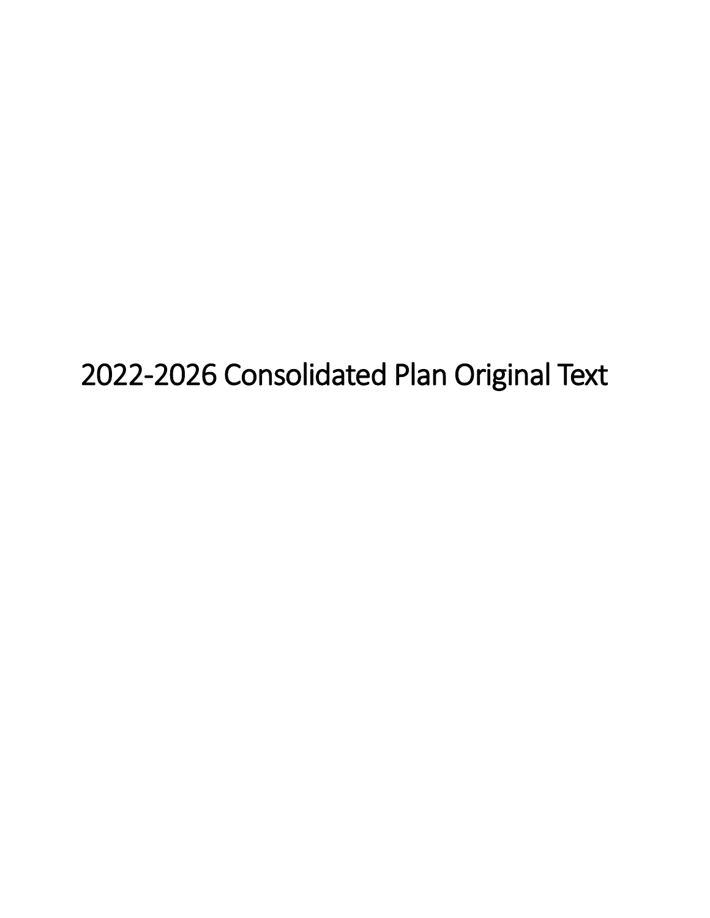# 2022-2026 Consolidated Plan Original Text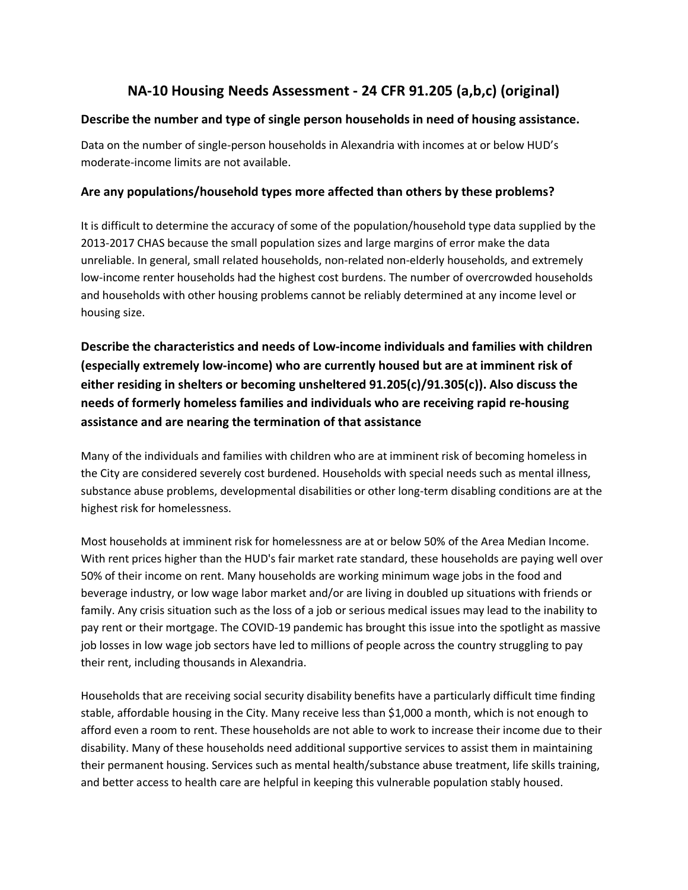# NA-10 Housing Needs Assessment - 24 CFR 91.205 (a,b,c) (original)

### Describe the number and type of single person households in need of housing assistance.

Data on the number of single-person households in Alexandria with incomes at or below HUD's moderate-income limits are not available.

### Are any populations/household types more affected than others by these problems?

It is difficult to determine the accuracy of some of the population/household type data supplied by the 2013-2017 CHAS because the small population sizes and large margins of error make the data unreliable. In general, small related households, non-related non-elderly households, and extremely low-income renter households had the highest cost burdens. The number of overcrowded households and households with other housing problems cannot be reliably determined at any income level or housing size.

### Describe the characteristics and needs of Low-income individuals and families with children (especially extremely low-income) who are currently housed but are at imminent risk of either residing in shelters or becoming unsheltered 91.205(c)/91.305(c)). Also discuss the needs of formerly homeless families and individuals who are receiving rapid re-housing assistance and are nearing the termination of that assistance

Many of the individuals and families with children who are at imminent risk of becoming homeless in the City are considered severely cost burdened. Households with special needs such as mental illness, substance abuse problems, developmental disabilities or other long-term disabling conditions are at the highest risk for homelessness.

Most households at imminent risk for homelessness are at or below 50% of the Area Median Income. With rent prices higher than the HUD's fair market rate standard, these households are paying well over 50% of their income on rent. Many households are working minimum wage jobs in the food and beverage industry, or low wage labor market and/or are living in doubled up situations with friends or family. Any crisis situation such as the loss of a job or serious medical issues may lead to the inability to pay rent or their mortgage. The COVID-19 pandemic has brought this issue into the spotlight as massive job losses in low wage job sectors have led to millions of people across the country struggling to pay their rent, including thousands in Alexandria.

Households that are receiving social security disability benefits have a particularly difficult time finding stable, affordable housing in the City. Many receive less than $1,000 a month, which is not enough to afford even a room to rent. These households are not able to work to increase their income due to their disability. Many of these households need additional supportive services to assist them in maintaining their permanent housing. Services such as mental health/substance abuse treatment, life skills training, and better access to health care are helpful in keeping this vulnerable population stably housed.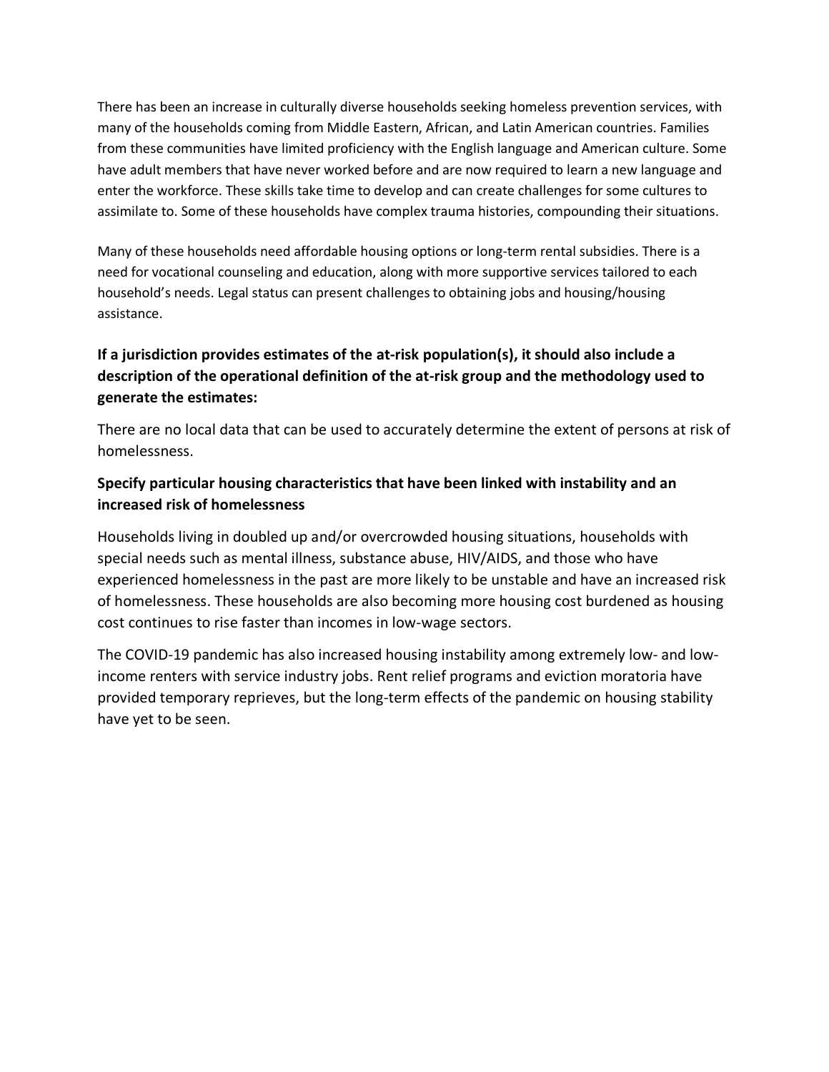There has been an increase in culturally diverse households seeking homeless prevention services, with many of the households coming from Middle Eastern, African, and Latin American countries. Families from these communities have limited proficiency with the English language and American culture. Some have adult members that have never worked before and are now required to learn a new language and enter the workforce. These skills take time to develop and can create challenges for some cultures to assimilate to. Some of these households have complex trauma histories, compounding their situations.

Many of these households need affordable housing options or long-term rental subsidies. There is a need for vocational counseling and education, along with more supportive services tailored to each household's needs. Legal status can present challenges to obtaining jobs and housing/housing assistance.

**If a jurisdiction provides estimates of the at-risk population(s), it should also include a description of the operational definition of the at-risk group and the methodology used to generate the estimates:**

There are no local data that can be used to accurately determine the extent of persons at risk of homelessness.

**Specify particular housing characteristics that have been linked with instability and an increased risk of homelessness**

Households living in doubled up and/or overcrowded housing situations, households with special needs such as mental illness, substance abuse, HIV/AIDS, and those who have experienced homelessness in the past are more likely to be unstable and have an increased risk of homelessness. These households are also becoming more housing cost burdened as housing cost continues to rise faster than incomes in low-wage sectors.

The COVID-19 pandemic has also increased housing instability among extremely low- and low-income renters with service industry jobs. Rent relief programs and eviction moratoria have provided temporary reprieves, but the long-term effects of the pandemic on housing stability have yet to be seen.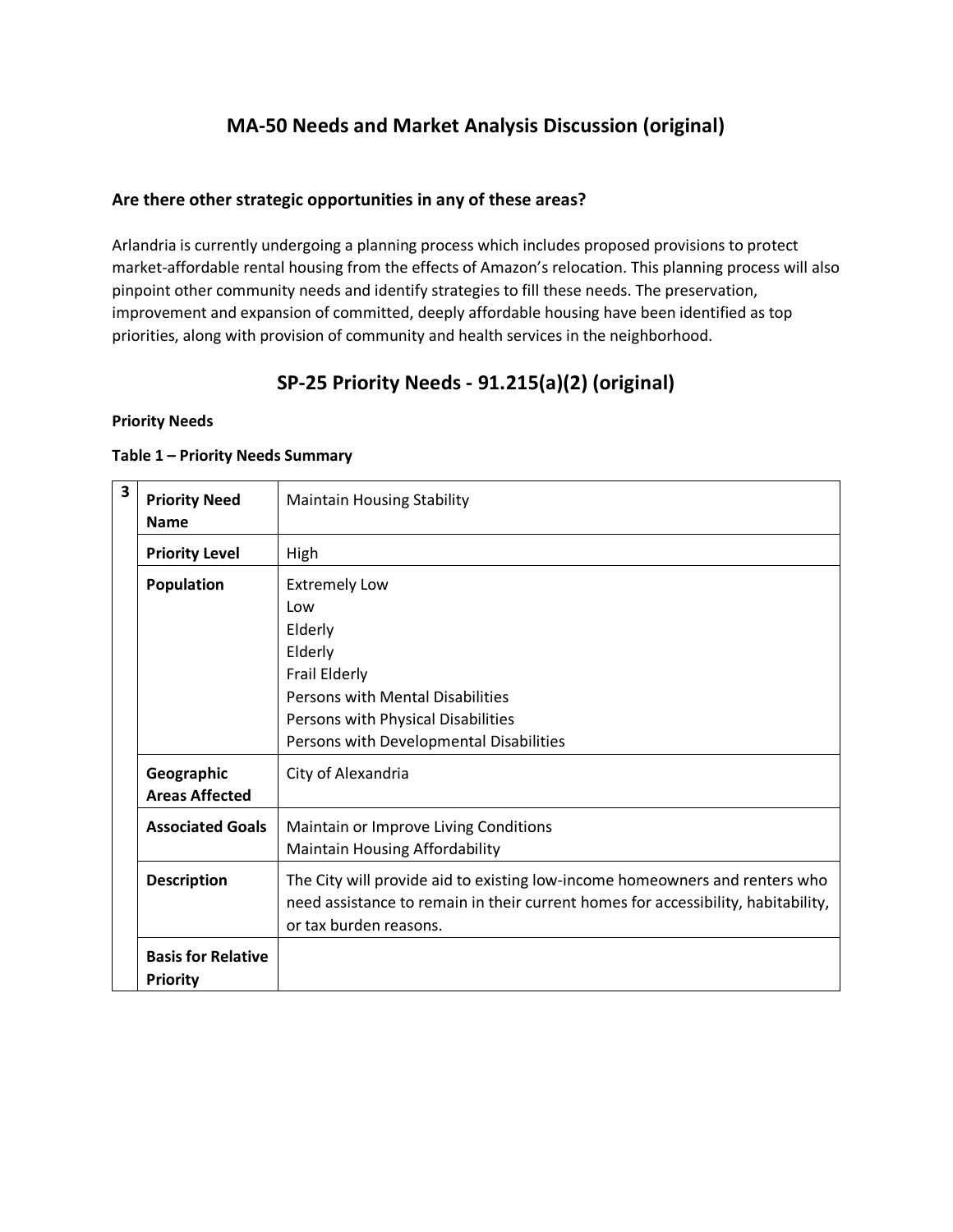## MA-50 Needs and Market Analysis Discussion (original)

### Are there other strategic opportunities in any of these areas?

Arlandria is currently undergoing a planning process which includes proposed provisions to protect market-affordable rental housing from the effects of Amazon's relocation. This planning process will also pinpoint other community needs and identify strategies to fill these needs. The preservation, improvement and expansion of committed, deeply affordable housing have been identified as top priorities, along with provision of community and health services in the neighborhood.

## SP-25 Priority Needs - 91.215(a)(2) (original)

**Priority Needs**

**Table 1 – Priority Needs Summary**

| 3 | | |
|---|---|---|
| | **Priority Need Name** | Maintain Housing Stability |
| | **Priority Level** | High |
| | **Population** | Extremely Low<br>Low<br>Elderly<br>Elderly<br>Frail Elderly<br>Persons with Mental Disabilities<br>Persons with Physical Disabilities<br>Persons with Developmental Disabilities |
| | **Geographic Areas Affected** | City of Alexandria |
| | **Associated Goals** | Maintain or Improve Living Conditions<br>Maintain Housing Affordability |
| | **Description** | The City will provide aid to existing low-income homeowners and renters who need assistance to remain in their current homes for accessibility, habitability, or tax burden reasons. |
| | **Basis for Relative Priority** | |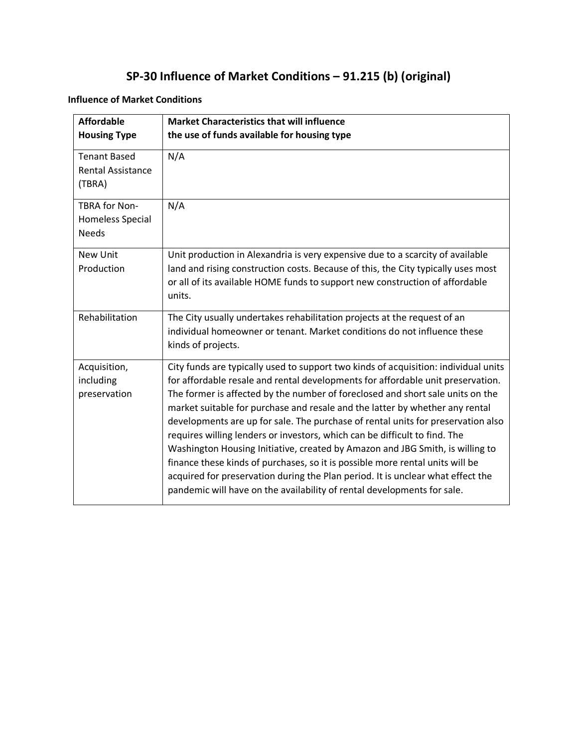# SP-30 Influence of Market Conditions – 91.215 (b) (original)

**Influence of Market Conditions**

| Affordable Housing Type | Market Characteristics that will influence the use of funds available for housing type |
|---|---|
| Tenant Based Rental Assistance (TBRA) | N/A |
| TBRA for Non-Homeless Special Needs | N/A |
| New Unit Production | Unit production in Alexandria is very expensive due to a scarcity of available land and rising construction costs. Because of this, the City typically uses most or all of its available HOME funds to support new construction of affordable units. |
| Rehabilitation | The City usually undertakes rehabilitation projects at the request of an individual homeowner or tenant. Market conditions do not influence these kinds of projects. |
| Acquisition, including preservation | City funds are typically used to support two kinds of acquisition: individual units for affordable resale and rental developments for affordable unit preservation. The former is affected by the number of foreclosed and short sale units on the market suitable for purchase and resale and the latter by whether any rental developments are up for sale. The purchase of rental units for preservation also requires willing lenders or investors, which can be difficult to find. The Washington Housing Initiative, created by Amazon and JBG Smith, is willing to finance these kinds of purchases, so it is possible more rental units will be acquired for preservation during the Plan period. It is unclear what effect the pandemic will have on the availability of rental developments for sale. |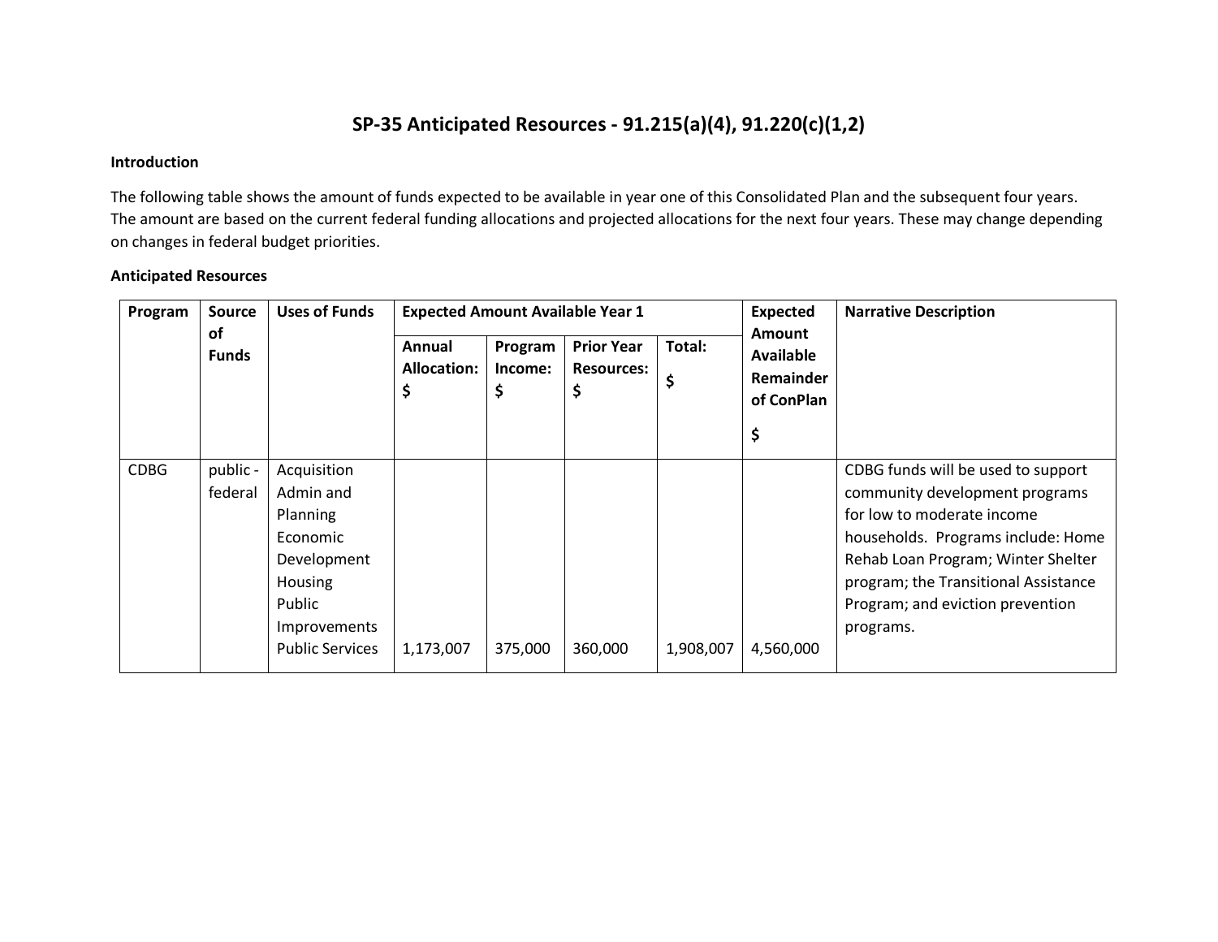## SP-35 Anticipated Resources - 91.215(a)(4), 91.220(c)(1,2)

**Introduction**

The following table shows the amount of funds expected to be available in year one of this Consolidated Plan and the subsequent four years. The amount are based on the current federal funding allocations and projected allocations for the next four years. These may change depending on changes in federal budget priorities.

**Anticipated Resources**

| Program | Source of Funds | Uses of Funds | Expected Amount Available Year 1 | | | | Expected Amount Available Remainder of ConPlan $ | Narrative Description |
|---|---|---|---|---|---|---|---|---|
| | | | Annual Allocation: $ | Program Income: $ | Prior Year Resources: $ | Total: $ | | |
| CDBG | public - federal | Acquisition Admin and Planning Economic Development Housing Public Improvements Public Services | 1,173,007 | 375,000 | 360,000 | 1,908,007 | 4,560,000 | CDBG funds will be used to support community development programs for low to moderate income households. Programs include: Home Rehab Loan Program; Winter Shelter program; the Transitional Assistance Program; and eviction prevention programs. |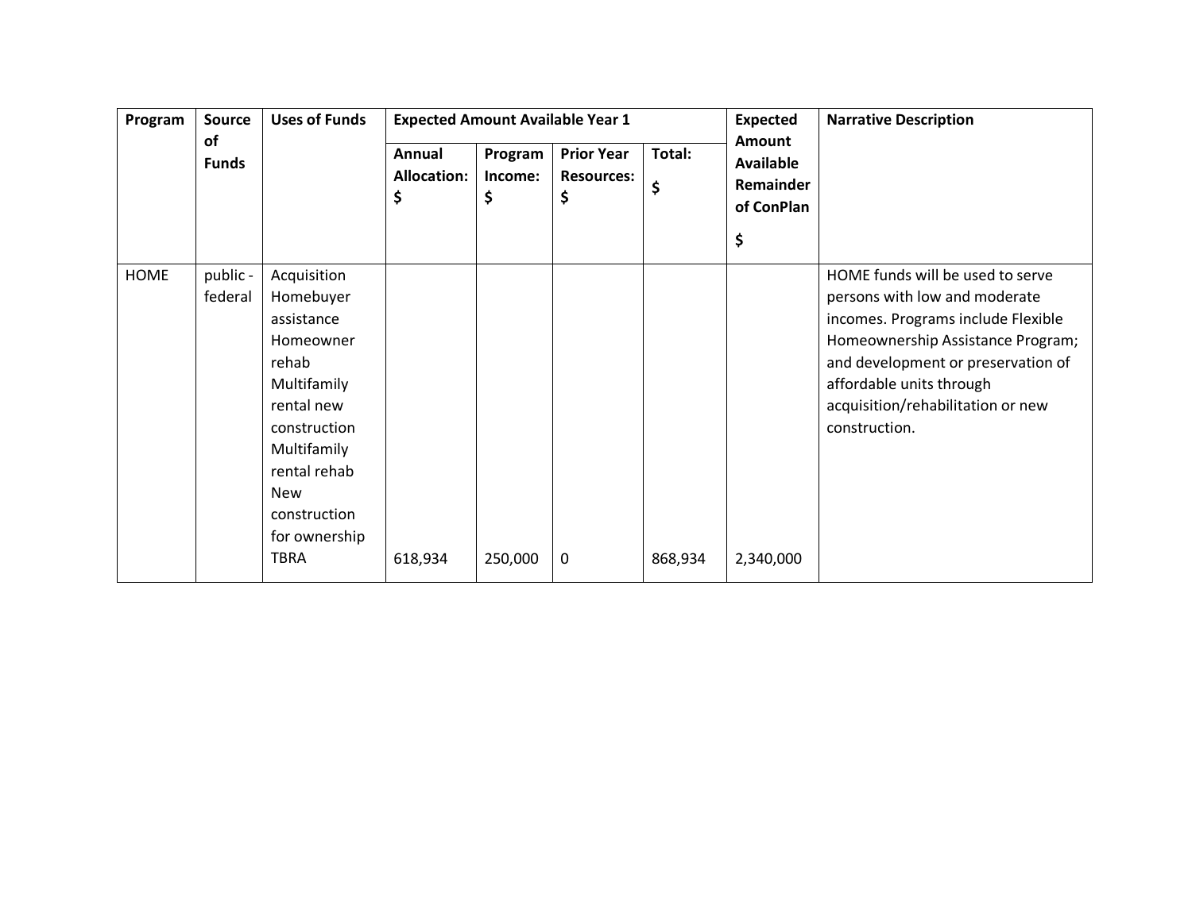| Program | Source of Funds | Uses of Funds | Expected Amount Available Year 1 | | | | Expected Amount Available Remainder of ConPlan $ | Narrative Description |
|---|---|---|---|---|---|---|---|---|
| | | | Annual Allocation: $ | Program Income: $ | Prior Year Resources: $ | Total: $ | | |
| HOME | public - federal | Acquisition Homebuyer assistance Homeowner rehab Multifamily rental new construction Multifamily rental rehab New construction for ownership TBRA | 618,934 | 250,000 | 0 | 868,934 | 2,340,000 | HOME funds will be used to serve persons with low and moderate incomes. Programs include Flexible Homeownership Assistance Program; and development or preservation of affordable units through acquisition/rehabilitation or new construction. |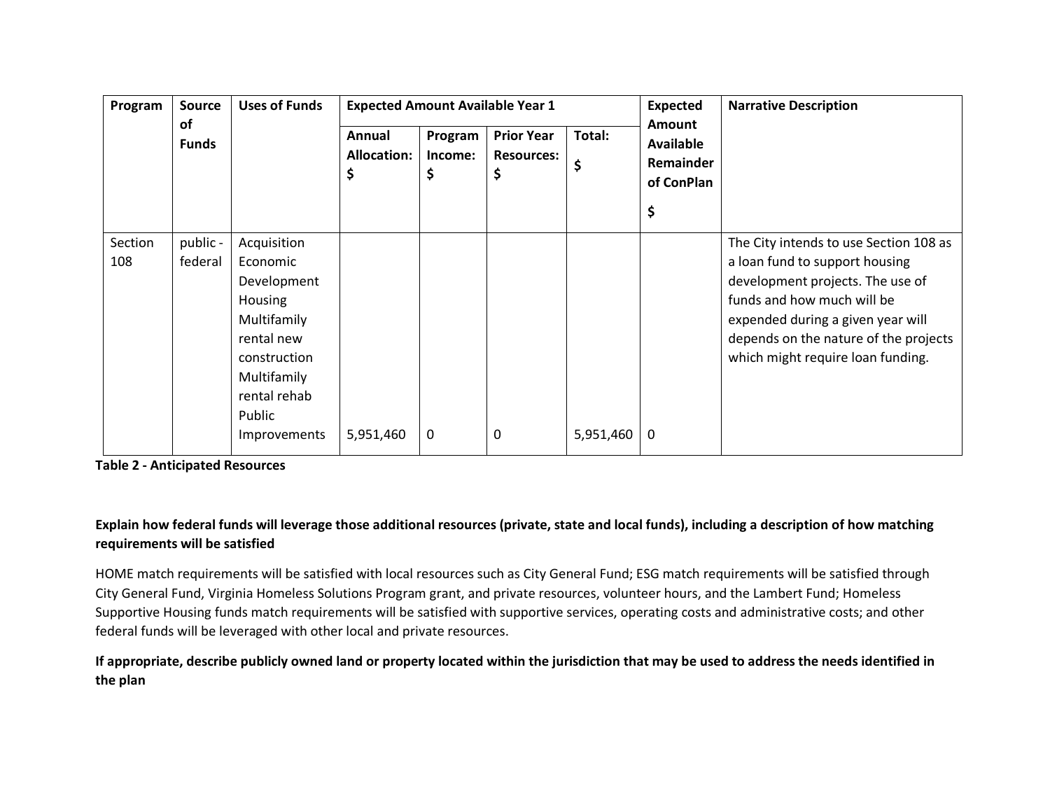| Program | Source of Funds | Uses of Funds | Expected Amount Available Year 1 | | | | Expected Amount Available Remainder of ConPlan $ | Narrative Description |
|---|---|---|---|---|---|---|---|---|
| | | | Annual Allocation: $ | Program Income: $ | Prior Year Resources: $ | Total: $ | | |
| Section 108 | public - federal | Acquisition Economic Development Housing Multifamily rental new construction Multifamily rental rehab Public Improvements | 5,951,460 | 0 | 0 | 5,951,460 | 0 | The City intends to use Section 108 as a loan fund to support housing development projects. The use of funds and how much will be expended during a given year will depends on the nature of the projects which might require loan funding. |

**Table 2 - Anticipated Resources**

**Explain how federal funds will leverage those additional resources (private, state and local funds), including a description of how matching requirements will be satisfied**

HOME match requirements will be satisfied with local resources such as City General Fund; ESG match requirements will be satisfied through City General Fund, Virginia Homeless Solutions Program grant, and private resources, volunteer hours, and the Lambert Fund; Homeless Supportive Housing funds match requirements will be satisfied with supportive services, operating costs and administrative costs; and other federal funds will be leveraged with other local and private resources.

**If appropriate, describe publicly owned land or property located within the jurisdiction that may be used to address the needs identified in the plan**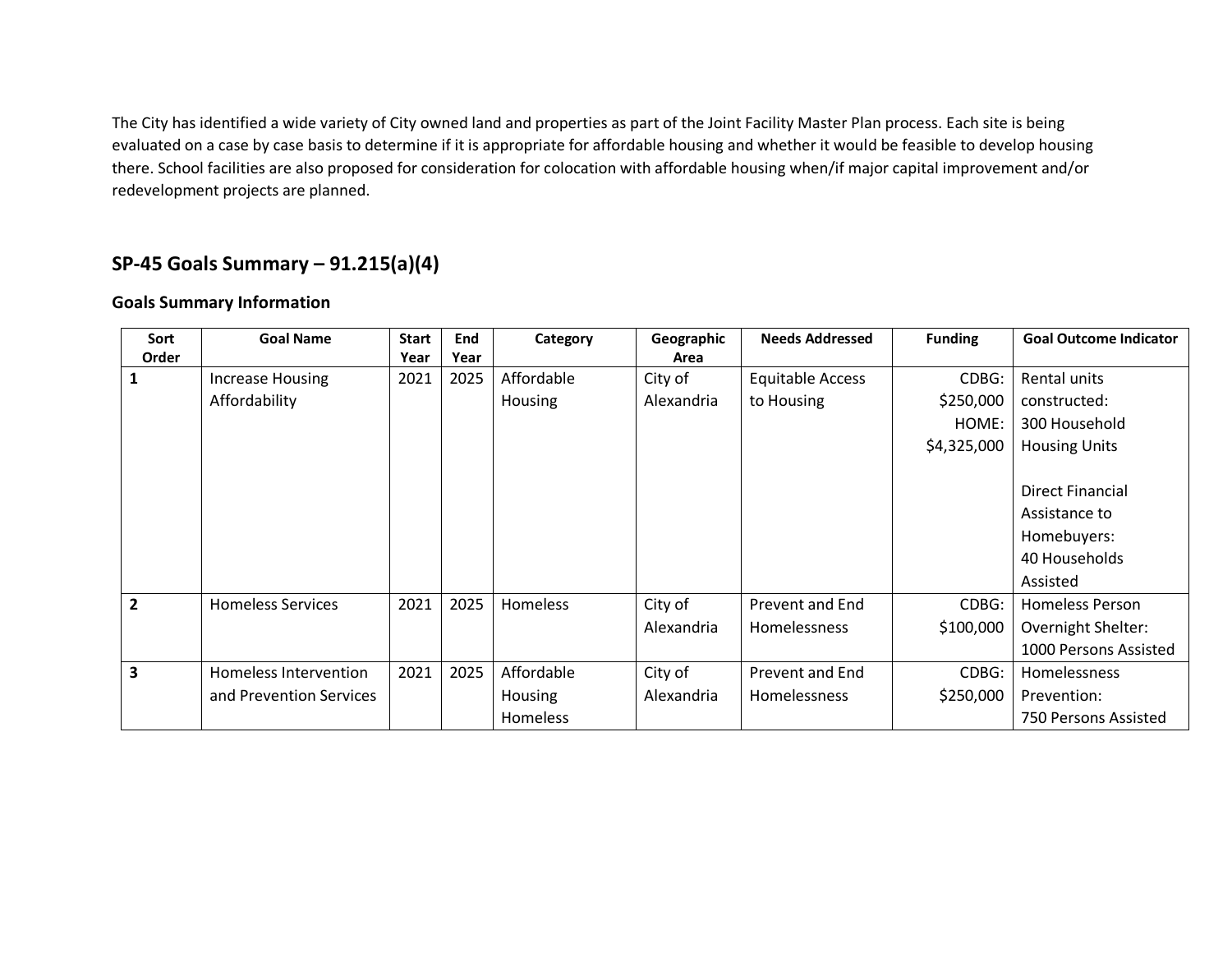The City has identified a wide variety of City owned land and properties as part of the Joint Facility Master Plan process. Each site is being evaluated on a case by case basis to determine if it is appropriate for affordable housing and whether it would be feasible to develop housing there. School facilities are also proposed for consideration for colocation with affordable housing when/if major capital improvement and/or redevelopment projects are planned.

## SP-45 Goals Summary – 91.215(a)(4)

### Goals Summary Information

| Sort Order | Goal Name | Start Year | End Year | Category | Geographic Area | Needs Addressed | Funding | Goal Outcome Indicator |
|---|---|---|---|---|---|---|---|---|
| 1 | Increase Housing Affordability | 2021 | 2025 | Affordable Housing | City of Alexandria | Equitable Access to Housing | CDBG: $250,000 HOME: $4,325,000 | Rental units constructed: 300 Household Housing Units<br><br>Direct Financial Assistance to Homebuyers: 40 Households Assisted |
| 2 | Homeless Services | 2021 | 2025 | Homeless | City of Alexandria | Prevent and End Homelessness | CDBG: $100,000 | Homeless Person Overnight Shelter: 1000 Persons Assisted |
| 3 | Homeless Intervention and Prevention Services | 2021 | 2025 | Affordable Housing Homeless | City of Alexandria | Prevent and End Homelessness | CDBG: $250,000 | Homelessness Prevention: 750 Persons Assisted |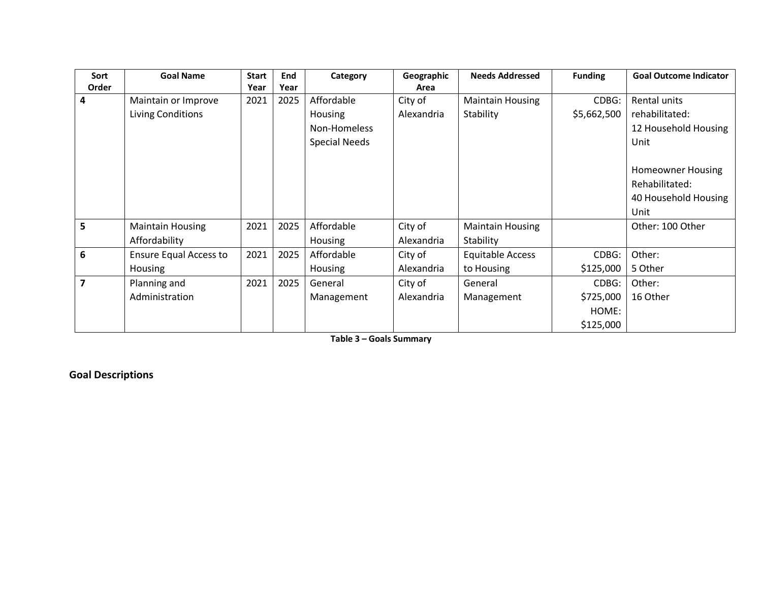| Sort Order | Goal Name | Start Year | End Year | Category | Geographic Area | Needs Addressed | Funding | Goal Outcome Indicator |
|---|---|---|---|---|---|---|---|---|
| 4 | Maintain or Improve Living Conditions | 2021 | 2025 | Affordable Housing Non-Homeless Special Needs | City of Alexandria | Maintain Housing Stability | CDBG: $5,662,500 | Rental units rehabilitated: 12 Household Housing Unit<br><br>Homeowner Housing Rehabilitated: 40 Household Housing Unit |
| 5 | Maintain Housing Affordability | 2021 | 2025 | Affordable Housing | City of Alexandria | Maintain Housing Stability | | Other: 100 Other |
| 6 | Ensure Equal Access to Housing | 2021 | 2025 | Affordable Housing | City of Alexandria | Equitable Access to Housing | CDBG: $125,000 | Other: 5 Other |
| 7 | Planning and Administration | 2021 | 2025 | General Management | City of Alexandria | General Management | CDBG: $725,000 HOME: $125,000 | Other: 16 Other |

**Table 3 – Goals Summary**

## Goal Descriptions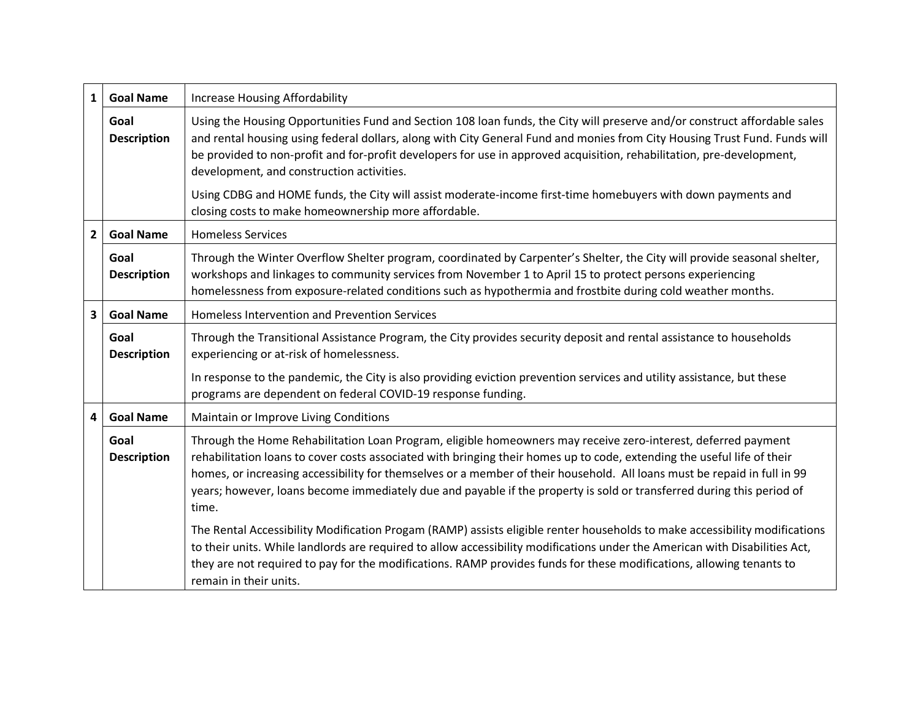| | | |
|---|---|---|
| **1** | **Goal Name** | Increase Housing Affordability |
| | **Goal Description** | Using the Housing Opportunities Fund and Section 108 loan funds, the City will preserve and/or construct affordable sales and rental housing using federal dollars, along with City General Fund and monies from City Housing Trust Fund. Funds will be provided to non-profit and for-profit developers for use in approved acquisition, rehabilitation, pre-development, development, and construction activities.<br><br>Using CDBG and HOME funds, the City will assist moderate-income first-time homebuyers with down payments and closing costs to make homeownership more affordable. |
| **2** | **Goal Name** | Homeless Services |
| | **Goal Description** | Through the Winter Overflow Shelter program, coordinated by Carpenter's Shelter, the City will provide seasonal shelter, workshops and linkages to community services from November 1 to April 15 to protect persons experiencing homelessness from exposure-related conditions such as hypothermia and frostbite during cold weather months. |
| **3** | **Goal Name** | Homeless Intervention and Prevention Services |
| | **Goal Description** | Through the Transitional Assistance Program, the City provides security deposit and rental assistance to households experiencing or at-risk of homelessness.<br><br>In response to the pandemic, the City is also providing eviction prevention services and utility assistance, but these programs are dependent on federal COVID-19 response funding. |
| **4** | **Goal Name** | Maintain or Improve Living Conditions |
| | **Goal Description** | Through the Home Rehabilitation Loan Program, eligible homeowners may receive zero-interest, deferred payment rehabilitation loans to cover costs associated with bringing their homes up to code, extending the useful life of their homes, or increasing accessibility for themselves or a member of their household. All loans must be repaid in full in 99 years; however, loans become immediately due and payable if the property is sold or transferred during this period of time.<br><br>The Rental Accessibility Modification Progam (RAMP) assists eligible renter households to make accessibility modifications to their units. While landlords are required to allow accessibility modifications under the American with Disabilities Act, they are not required to pay for the modifications. RAMP provides funds for these modifications, allowing tenants to remain in their units. |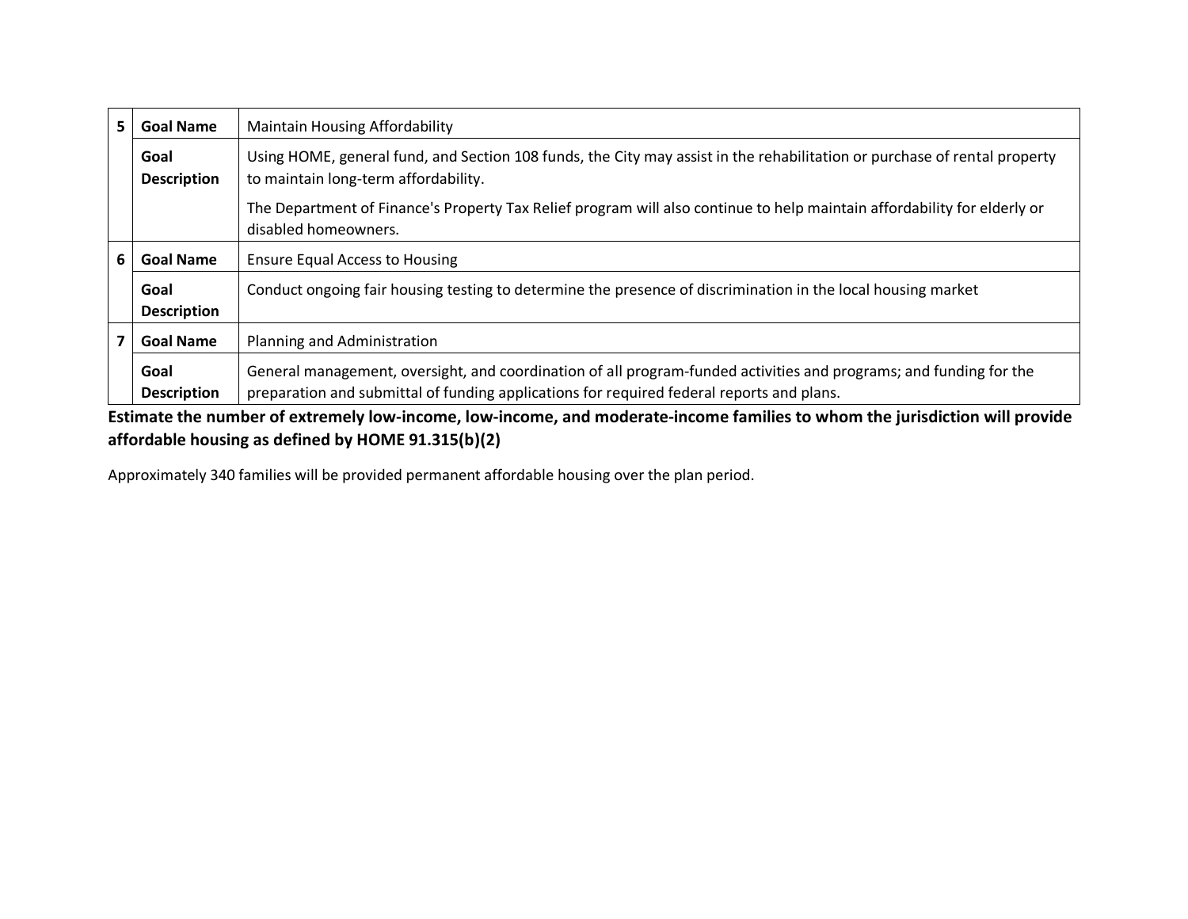| | | |
|---|---|---|
| 5 | **Goal Name** | Maintain Housing Affordability |
| | **Goal Description** | Using HOME, general fund, and Section 108 funds, the City may assist in the rehabilitation or purchase of rental property to maintain long-term affordability.<br><br>The Department of Finance's Property Tax Relief program will also continue to help maintain affordability for elderly or disabled homeowners. |
| 6 | **Goal Name** | Ensure Equal Access to Housing |
| | **Goal Description** | Conduct ongoing fair housing testing to determine the presence of discrimination in the local housing market |
| 7 | **Goal Name** | Planning and Administration |
| | **Goal Description** | General management, oversight, and coordination of all program-funded activities and programs; and funding for the preparation and submittal of funding applications for required federal reports and plans. |

**Estimate the number of extremely low-income, low-income, and moderate-income families to whom the jurisdiction will provide affordable housing as defined by HOME 91.315(b)(2)**

Approximately 340 families will be provided permanent affordable housing over the plan period.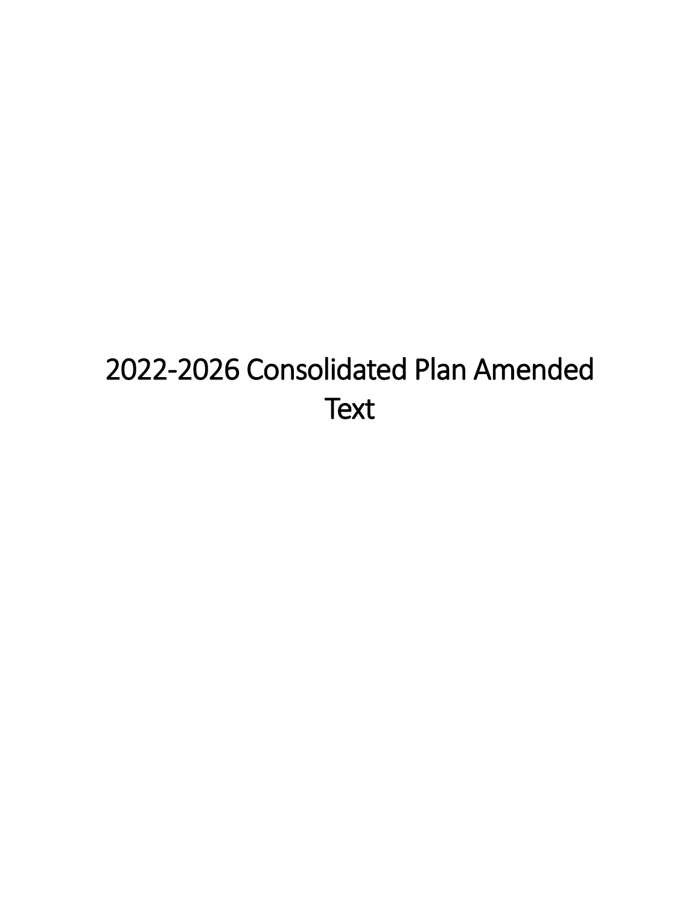# 2022-2026 Consolidated Plan Amended Text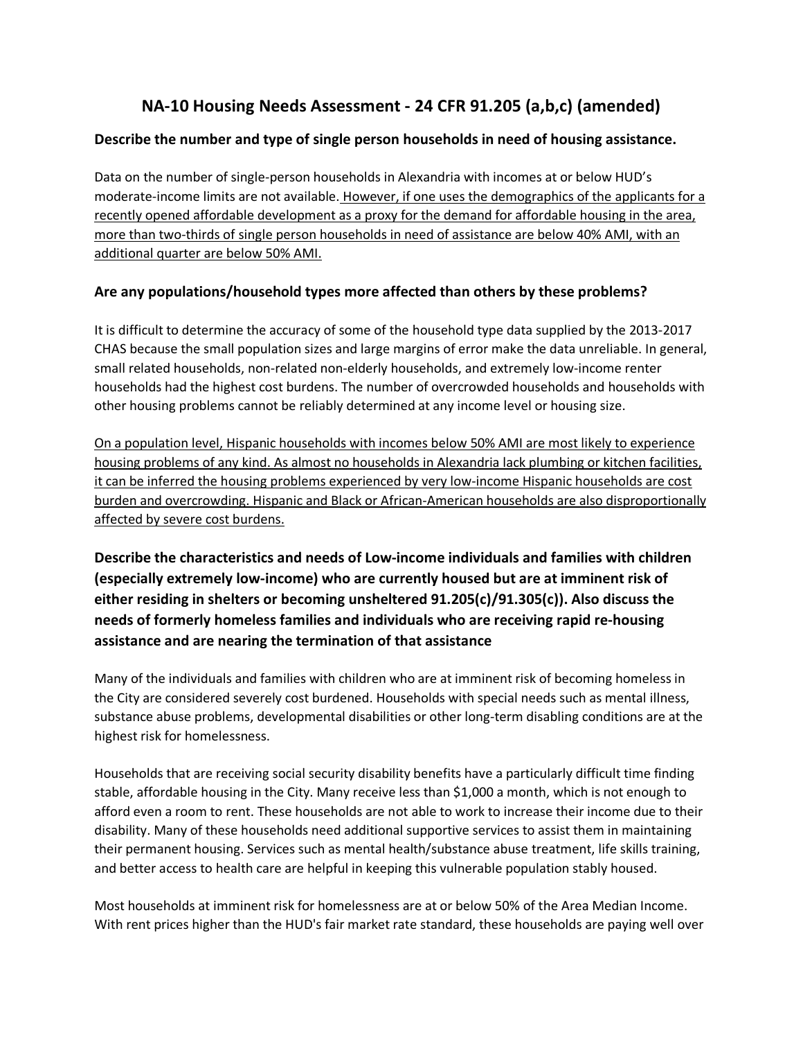# NA-10 Housing Needs Assessment - 24 CFR 91.205 (a,b,c) (amended)

### Describe the number and type of single person households in need of housing assistance.

Data on the number of single-person households in Alexandria with incomes at or below HUD's moderate-income limits are not available. <u>However, if one uses the demographics of the applicants for a recently opened affordable development as a proxy for the demand for affordable housing in the area, more than two-thirds of single person households in need of assistance are below 40% AMI, with an additional quarter are below 50% AMI.</u>

### Are any populations/household types more affected than others by these problems?

It is difficult to determine the accuracy of some of the household type data supplied by the 2013-2017 CHAS because the small population sizes and large margins of error make the data unreliable. In general, small related households, non-related non-elderly households, and extremely low-income renter households had the highest cost burdens. The number of overcrowded households and households with other housing problems cannot be reliably determined at any income level or housing size.

<u>On a population level, Hispanic households with incomes below 50% AMI are most likely to experience housing problems of any kind. As almost no households in Alexandria lack plumbing or kitchen facilities, it can be inferred the housing problems experienced by very low-income Hispanic households are cost burden and overcrowding. Hispanic and Black or African-American households are also disproportionally affected by severe cost burdens.</u>

### Describe the characteristics and needs of Low-income individuals and families with children (especially extremely low-income) who are currently housed but are at imminent risk of either residing in shelters or becoming unsheltered 91.205(c)/91.305(c)). Also discuss the needs of formerly homeless families and individuals who are receiving rapid re-housing assistance and are nearing the termination of that assistance

Many of the individuals and families with children who are at imminent risk of becoming homeless in the City are considered severely cost burdened. Households with special needs such as mental illness, substance abuse problems, developmental disabilities or other long-term disabling conditions are at the highest risk for homelessness.

Households that are receiving social security disability benefits have a particularly difficult time finding stable, affordable housing in the City. Many receive less than $1,000 a month, which is not enough to afford even a room to rent. These households are not able to work to increase their income due to their disability. Many of these households need additional supportive services to assist them in maintaining their permanent housing. Services such as mental health/substance abuse treatment, life skills training, and better access to health care are helpful in keeping this vulnerable population stably housed.

Most households at imminent risk for homelessness are at or below 50% of the Area Median Income. With rent prices higher than the HUD's fair market rate standard, these households are paying well over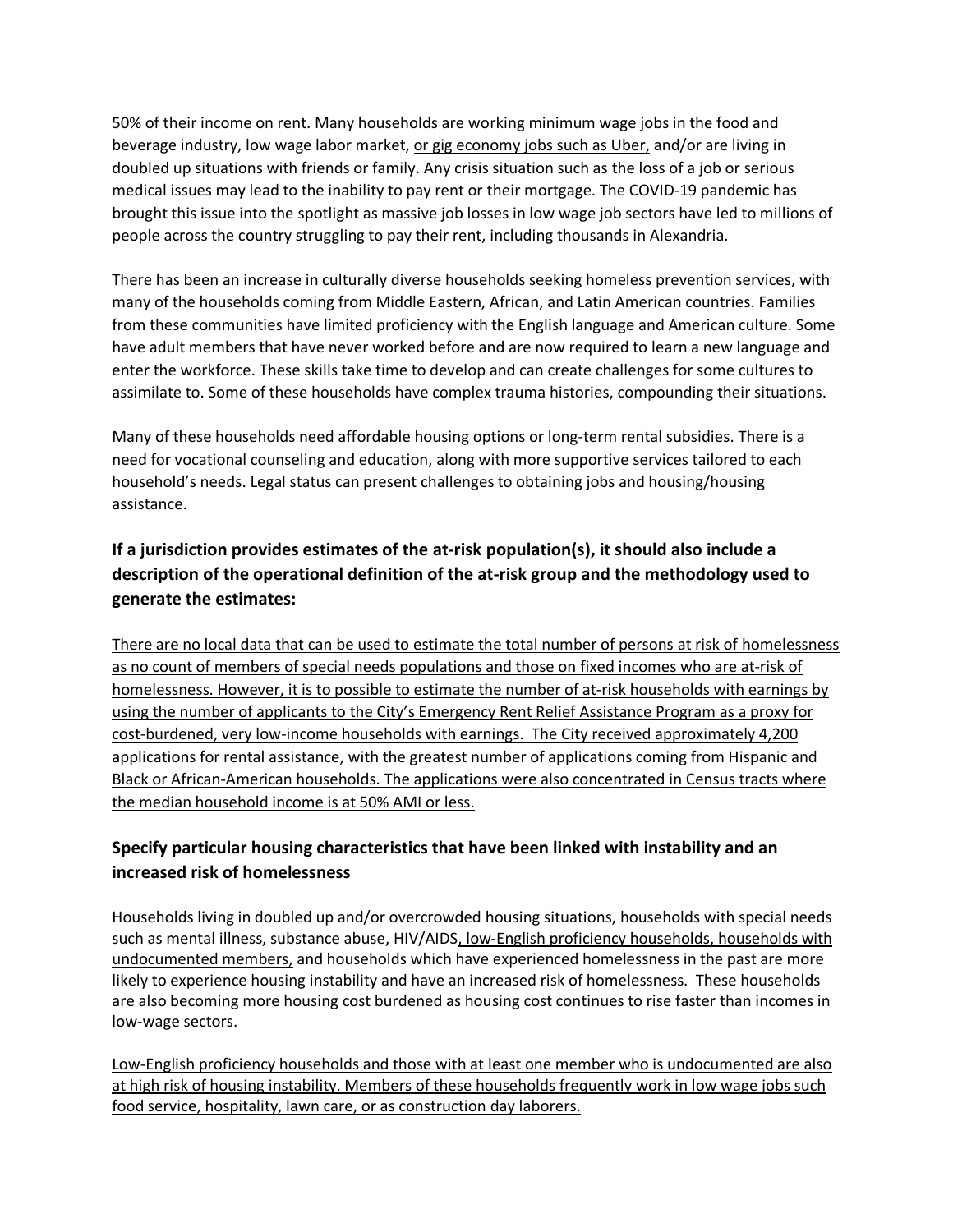50% of their income on rent. Many households are working minimum wage jobs in the food and beverage industry, low wage labor market, <u>or gig economy jobs such as Uber,</u> and/or are living in doubled up situations with friends or family. Any crisis situation such as the loss of a job or serious medical issues may lead to the inability to pay rent or their mortgage. The COVID-19 pandemic has brought this issue into the spotlight as massive job losses in low wage job sectors have led to millions of people across the country struggling to pay their rent, including thousands in Alexandria.

There has been an increase in culturally diverse households seeking homeless prevention services, with many of the households coming from Middle Eastern, African, and Latin American countries. Families from these communities have limited proficiency with the English language and American culture. Some have adult members that have never worked before and are now required to learn a new language and enter the workforce. These skills take time to develop and can create challenges for some cultures to assimilate to. Some of these households have complex trauma histories, compounding their situations.

Many of these households need affordable housing options or long-term rental subsidies. There is a need for vocational counseling and education, along with more supportive services tailored to each household's needs. Legal status can present challenges to obtaining jobs and housing/housing assistance.

### If a jurisdiction provides estimates of the at-risk population(s), it should also include a description of the operational definition of the at-risk group and the methodology used to generate the estimates:

<u>There are no local data that can be used to estimate the total number of persons at risk of homelessness as no count of members of special needs populations and those on fixed incomes who are at-risk of homelessness. However, it is to possible to estimate the number of at-risk households with earnings by using the number of applicants to the City's Emergency Rent Relief Assistance Program as a proxy for cost-burdened, very low-income households with earnings. The City received approximately 4,200 applications for rental assistance, with the greatest number of applications coming from Hispanic and Black or African-American households. The applications were also concentrated in Census tracts where the median household income is at 50% AMI or less.</u>

### Specify particular housing characteristics that have been linked with instability and an increased risk of homelessness

Households living in doubled up and/or overcrowded housing situations, households with special needs such as mental illness, substance abuse, HIV/AIDS<u>, low-English proficiency households, households with undocumented members,</u> and households which have experienced homelessness in the past are more likely to experience housing instability and have an increased risk of homelessness. These households are also becoming more housing cost burdened as housing cost continues to rise faster than incomes in low-wage sectors.

<u>Low-English proficiency households and those with at least one member who is undocumented are also at high risk of housing instability. Members of these households frequently work in low wage jobs such food service, hospitality, lawn care, or as construction day laborers.</u>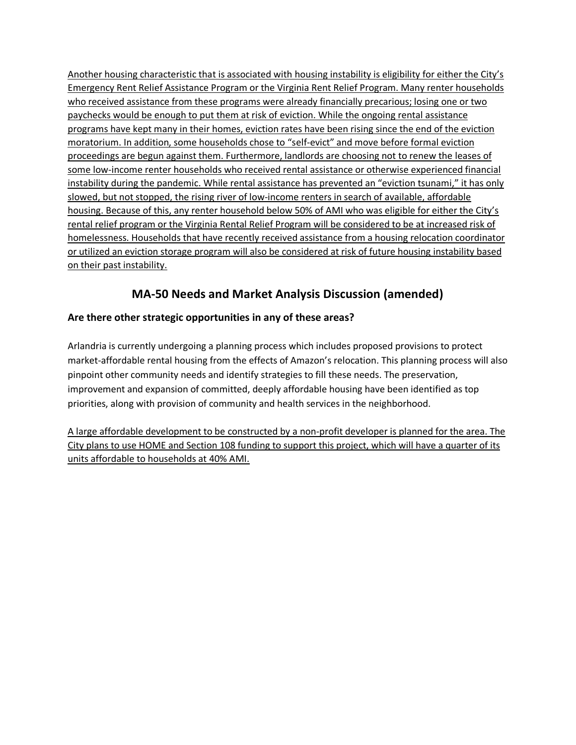<u>Another housing characteristic that is associated with housing instability is eligibility for either the City's Emergency Rent Relief Assistance Program or the Virginia Rent Relief Program. Many renter households who received assistance from these programs were already financially precarious; losing one or two paychecks would be enough to put them at risk of eviction. While the ongoing rental assistance programs have kept many in their homes, eviction rates have been rising since the end of the eviction moratorium. In addition, some households chose to "self-evict" and move before formal eviction proceedings are begun against them. Furthermore, landlords are choosing not to renew the leases of some low-income renter households who received rental assistance or otherwise experienced financial instability during the pandemic. While rental assistance has prevented an "eviction tsunami," it has only slowed, but not stopped, the rising river of low-income renters in search of available, affordable housing. Because of this, any renter household below 50% of AMI who was eligible for either the City's rental relief program or the Virginia Rental Relief Program will be considered to be at increased risk of homelessness. Households that have recently received assistance from a housing relocation coordinator or utilized an eviction storage program will also be considered at risk of future housing instability based on their past instability.</u>

## MA-50 Needs and Market Analysis Discussion (amended)

### Are there other strategic opportunities in any of these areas?

Arlandria is currently undergoing a planning process which includes proposed provisions to protect market-affordable rental housing from the effects of Amazon's relocation. This planning process will also pinpoint other community needs and identify strategies to fill these needs. The preservation, improvement and expansion of committed, deeply affordable housing have been identified as top priorities, along with provision of community and health services in the neighborhood.

<u>A large affordable development to be constructed by a non-profit developer is planned for the area. The City plans to use HOME and Section 108 funding to support this project, which will have a quarter of its units affordable to households at 40% AMI.</u>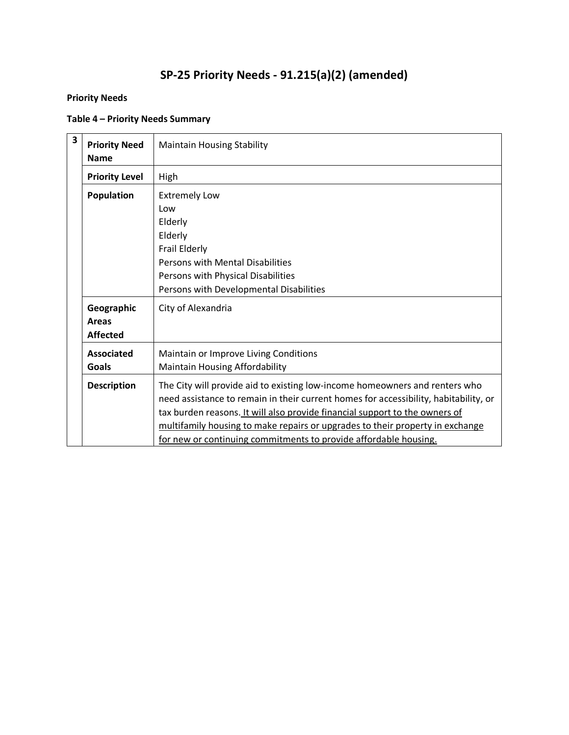# SP-25 Priority Needs - 91.215(a)(2) (amended)

**Priority Needs**

**Table 4 – Priority Needs Summary**

| 3 | | |
|---|---|---|
| | **Priority Need Name** | Maintain Housing Stability |
| | **Priority Level** | High |
| | **Population** | Extremely Low<br>Low<br>Elderly<br>Elderly<br>Frail Elderly<br>Persons with Mental Disabilities<br>Persons with Physical Disabilities<br>Persons with Developmental Disabilities |
| | **Geographic Areas Affected** | City of Alexandria |
| | **Associated Goals** | Maintain or Improve Living Conditions<br>Maintain Housing Affordability |
| | **Description** | The City will provide aid to existing low-income homeowners and renters who need assistance to remain in their current homes for accessibility, habitability, or tax burden reasons. <u>It will also provide financial support to the owners of multifamily housing to make repairs or upgrades to their property in exchange for new or continuing commitments to provide affordable housing.</u> |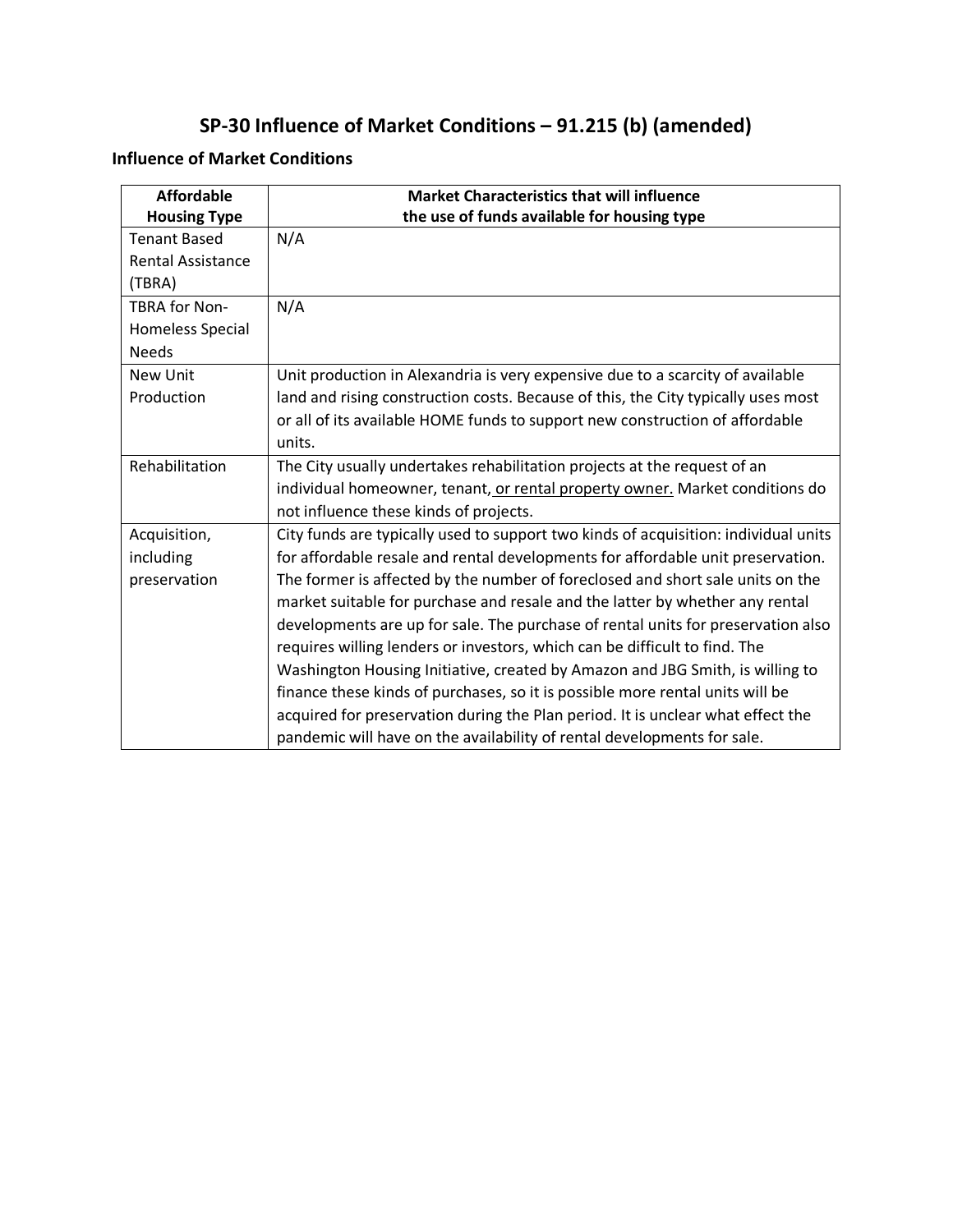# SP-30 Influence of Market Conditions – 91.215 (b) (amended)

## Influence of Market Conditions

| Affordable Housing Type | Market Characteristics that will influence the use of funds available for housing type |
|---|---|
| Tenant Based Rental Assistance (TBRA) | N/A |
| TBRA for Non-Homeless Special Needs | N/A |
| New Unit Production | Unit production in Alexandria is very expensive due to a scarcity of available land and rising construction costs. Because of this, the City typically uses most or all of its available HOME funds to support new construction of affordable units. |
| Rehabilitation | The City usually undertakes rehabilitation projects at the request of an individual homeowner, tenant, or rental property owner. Market conditions do not influence these kinds of projects. |
| Acquisition, including preservation | City funds are typically used to support two kinds of acquisition: individual units for affordable resale and rental developments for affordable unit preservation. The former is affected by the number of foreclosed and short sale units on the market suitable for purchase and resale and the latter by whether any rental developments are up for sale. The purchase of rental units for preservation also requires willing lenders or investors, which can be difficult to find. The Washington Housing Initiative, created by Amazon and JBG Smith, is willing to finance these kinds of purchases, so it is possible more rental units will be acquired for preservation during the Plan period. It is unclear what effect the pandemic will have on the availability of rental developments for sale. |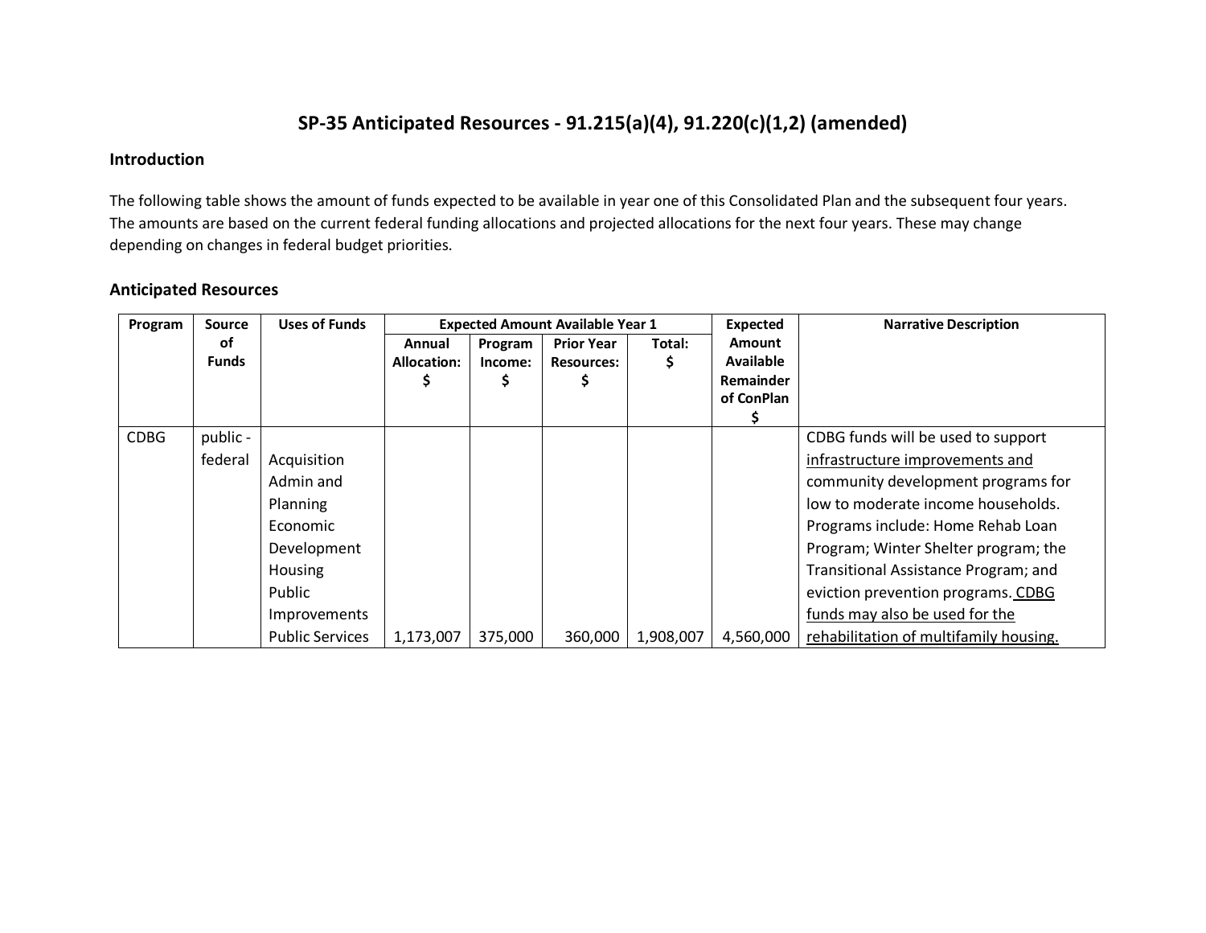# SP-35 Anticipated Resources - 91.215(a)(4), 91.220(c)(1,2) (amended)

## Introduction

The following table shows the amount of funds expected to be available in year one of this Consolidated Plan and the subsequent four years. The amounts are based on the current federal funding allocations and projected allocations for the next four years. These may change depending on changes in federal budget priorities.

## Anticipated Resources

| Program | Source of Funds | Uses of Funds | Expected Amount Available Year 1 | | | | Expected Amount Available Remainder of ConPlan $ | Narrative Description |
|---|---|---|---|---|---|---|---|---|
| | | | Annual Allocation: $ | Program Income: $ | Prior Year Resources: $ | Total: $ | | |
| CDBG | public - federal | Acquisition<br>Admin and Planning<br>Economic Development<br>Housing<br>Public Improvements<br>Public Services | 1,173,007 | 375,000 | 360,000 | 1,908,007 | 4,560,000 | CDBG funds will be used to support infrastructure improvements and community development programs for low to moderate income households. Programs include: Home Rehab Loan Program; Winter Shelter program; the Transitional Assistance Program; and eviction prevention programs. CDBG funds may also be used for the rehabilitation of multifamily housing. |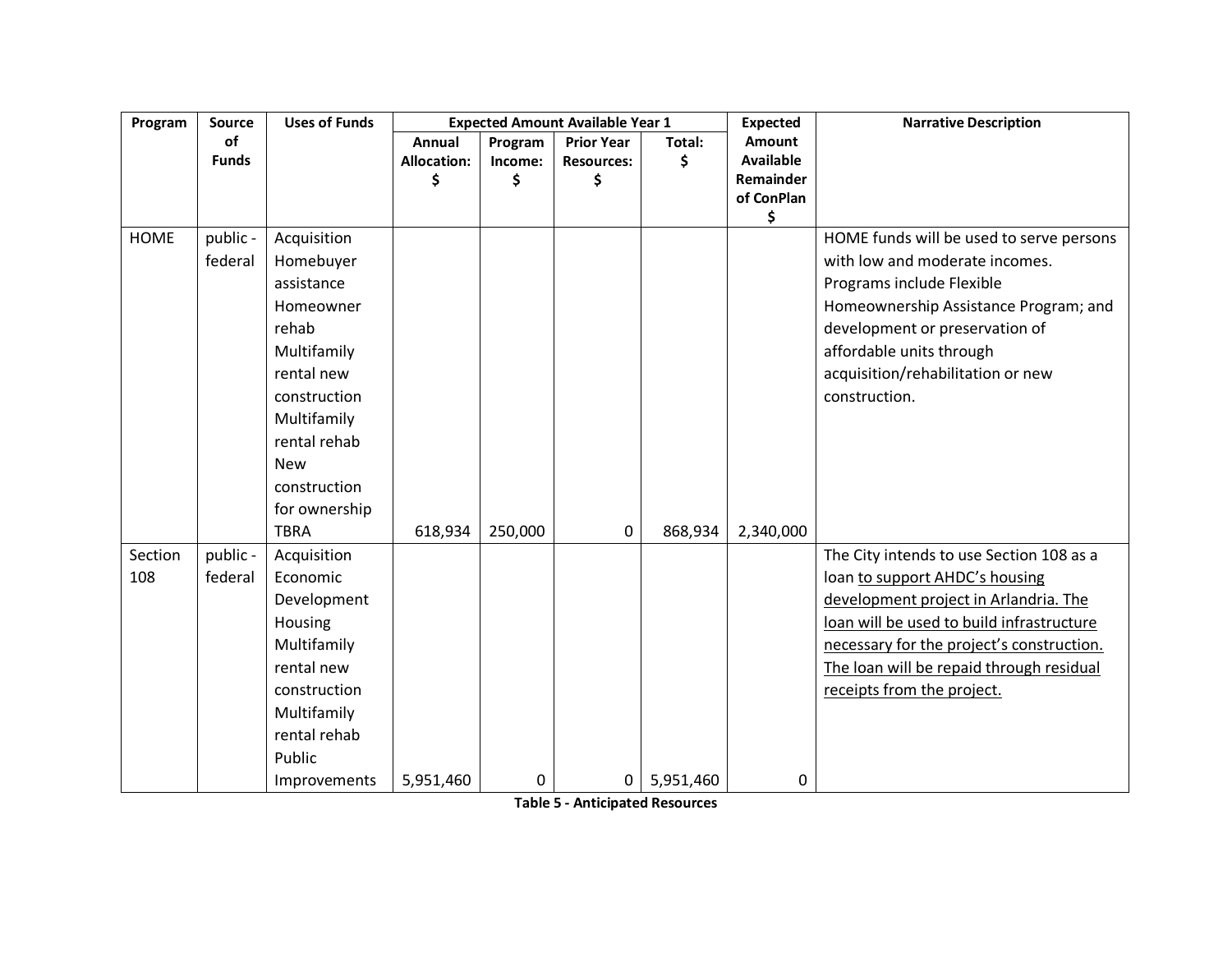| Program | Source of Funds | Uses of Funds | Expected Amount Available Year 1 | | | | Expected Amount Available Remainder of ConPlan $ | Narrative Description |
|---|---|---|---|---|---|---|---|---|
| | | | Annual Allocation: $ | Program Income: $ | Prior Year Resources: $ | Total: $ | | |
| HOME | public - federal | Acquisition Homebuyer assistance Homeowner rehab Multifamily rental new construction Multifamily rental rehab New construction for ownership TBRA | 618,934 | 250,000 | 0 | 868,934 | 2,340,000 | HOME funds will be used to serve persons with low and moderate incomes. Programs include Flexible Homeownership Assistance Program; and development or preservation of affordable units through acquisition/rehabilitation or new construction. |
| Section 108 | public - federal | Acquisition Economic Development Housing Multifamily rental new construction Multifamily rental rehab Public Improvements | 5,951,460 | 0 | 0 | 5,951,460 | 0 | The City intends to use Section 108 as a loan to support AHDC's housing development project in Arlandria. The loan will be used to build infrastructure necessary for the project's construction. The loan will be repaid through residual receipts from the project. |

**Table 5 - Anticipated Resources**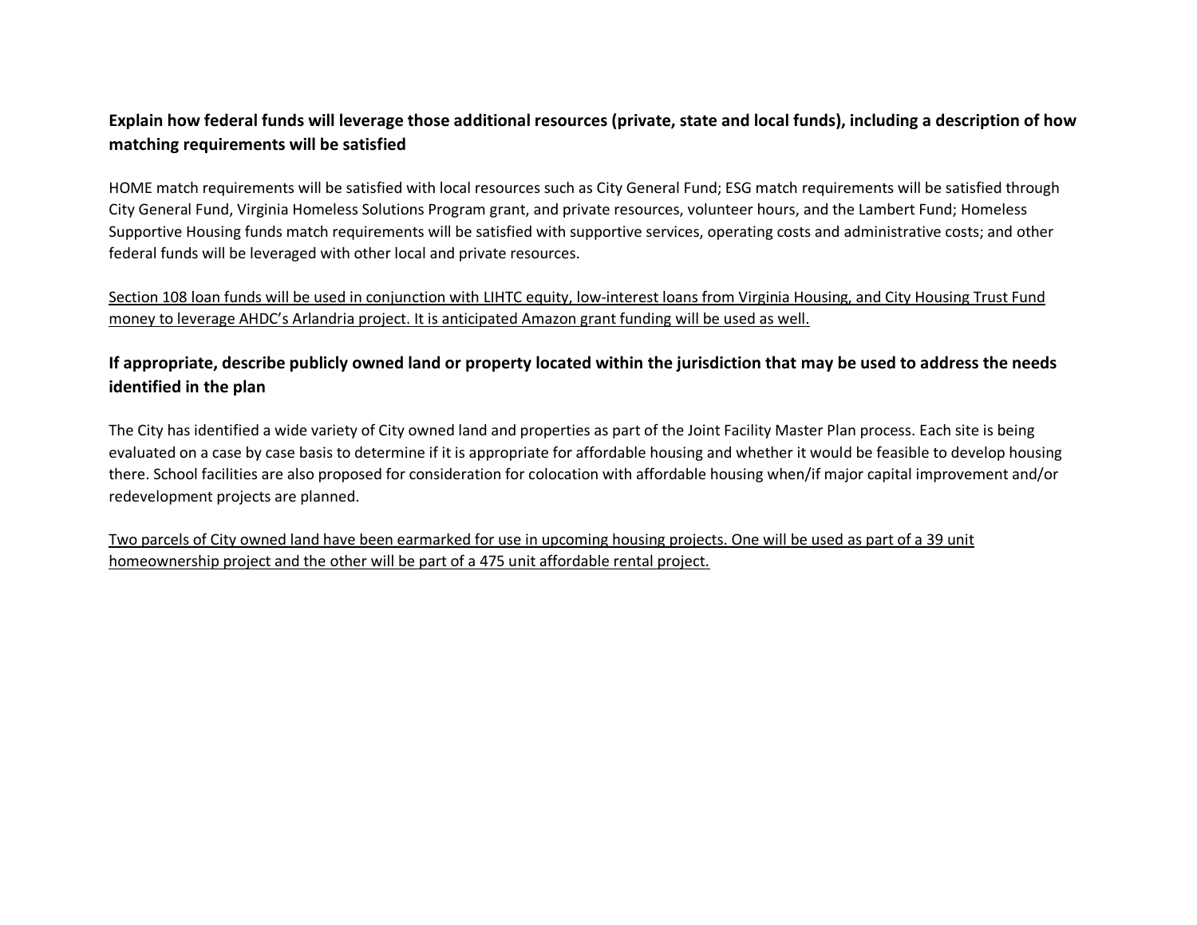### Explain how federal funds will leverage those additional resources (private, state and local funds), including a description of how matching requirements will be satisfied

HOME match requirements will be satisfied with local resources such as City General Fund; ESG match requirements will be satisfied through City General Fund, Virginia Homeless Solutions Program grant, and private resources, volunteer hours, and the Lambert Fund; Homeless Supportive Housing funds match requirements will be satisfied with supportive services, operating costs and administrative costs; and other federal funds will be leveraged with other local and private resources.

<u>Section 108 loan funds will be used in conjunction with LIHTC equity, low-interest loans from Virginia Housing, and City Housing Trust Fund money to leverage AHDC's Arlandria project. It is anticipated Amazon grant funding will be used as well.</u>

### If appropriate, describe publicly owned land or property located within the jurisdiction that may be used to address the needs identified in the plan

The City has identified a wide variety of City owned land and properties as part of the Joint Facility Master Plan process. Each site is being evaluated on a case by case basis to determine if it is appropriate for affordable housing and whether it would be feasible to develop housing there. School facilities are also proposed for consideration for colocation with affordable housing when/if major capital improvement and/or redevelopment projects are planned.

<u>Two parcels of City owned land have been earmarked for use in upcoming housing projects. One will be used as part of a 39 unit homeownership project and the other will be part of a 475 unit affordable rental project.</u>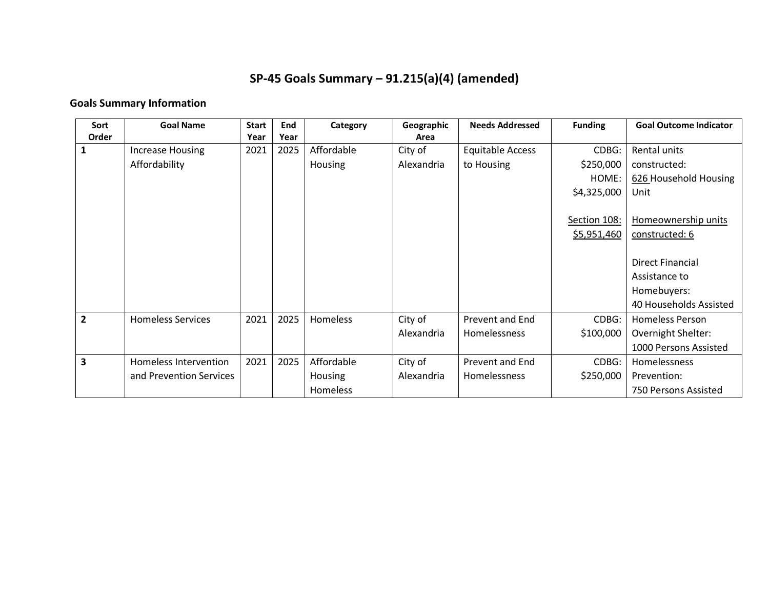# SP-45 Goals Summary – 91.215(a)(4) (amended)

## Goals Summary Information

| Sort Order | Goal Name | Start Year | End Year | Category | Geographic Area | Needs Addressed | Funding | Goal Outcome Indicator |
|---|---|---|---|---|---|---|---|---|
| **1** | Increase Housing Affordability | 2021 | 2025 | Affordable Housing | City of Alexandria | Equitable Access to Housing | CDBG: $250,000<br>HOME: $4,325,000<br><br>Section 108: $5,951,460 | Rental units constructed: 626 Household Housing Unit<br><br>Homeownership units constructed: 6<br><br>Direct Financial Assistance to Homebuyers: 40 Households Assisted |
| **2** | Homeless Services | 2021 | 2025 | Homeless | City of Alexandria | Prevent and End Homelessness | CDBG: $100,000 | Homeless Person Overnight Shelter: 1000 Persons Assisted |
| **3** | Homeless Intervention and Prevention Services | 2021 | 2025 | Affordable Housing<br>Homeless | City of Alexandria | Prevent and End Homelessness | CDBG: $250,000 | Homelessness Prevention: 750 Persons Assisted |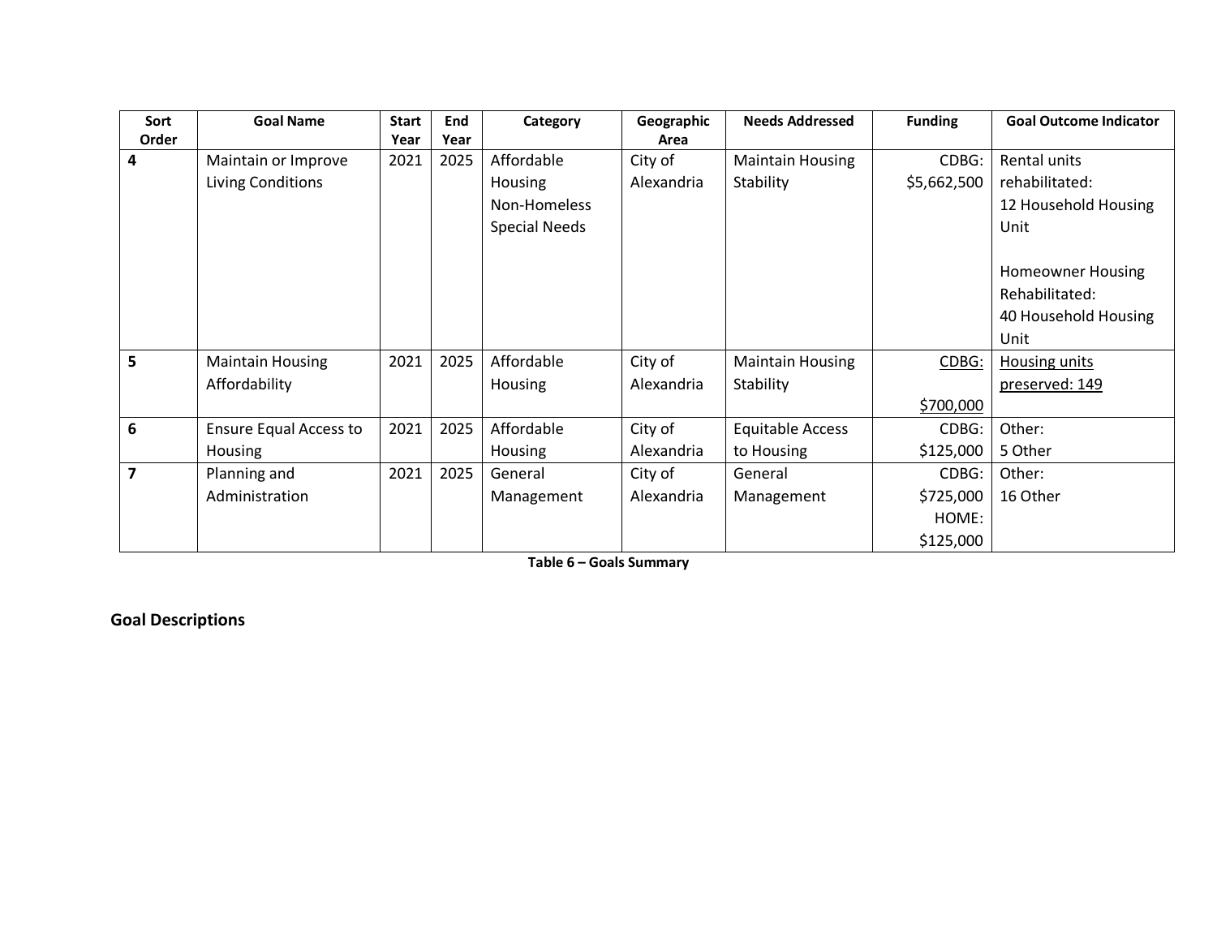| Sort Order | Goal Name | Start Year | End Year | Category | Geographic Area | Needs Addressed | Funding | Goal Outcome Indicator |
|---|---|---|---|---|---|---|---|---|
| 4 | Maintain or Improve Living Conditions | 2021 | 2025 | Affordable Housing Non-Homeless Special Needs | City of Alexandria | Maintain Housing Stability | CDBG: $5,662,500 | Rental units rehabilitated: 12 Household Housing Unit<br><br>Homeowner Housing Rehabilitated: 40 Household Housing Unit |
| 5 | Maintain Housing Affordability | 2021 | 2025 | Affordable Housing | City of Alexandria | Maintain Housing Stability | CDBG: $700,000 | Housing units preserved: 149 |
| 6 | Ensure Equal Access to Housing | 2021 | 2025 | Affordable Housing | City of Alexandria | Equitable Access to Housing | CDBG: $125,000 | Other: 5 Other |
| 7 | Planning and Administration | 2021 | 2025 | General Management | City of Alexandria | General Management | CDBG: $725,000 HOME: $125,000 | Other: 16 Other |

**Table 6 – Goals Summary**

## Goal Descriptions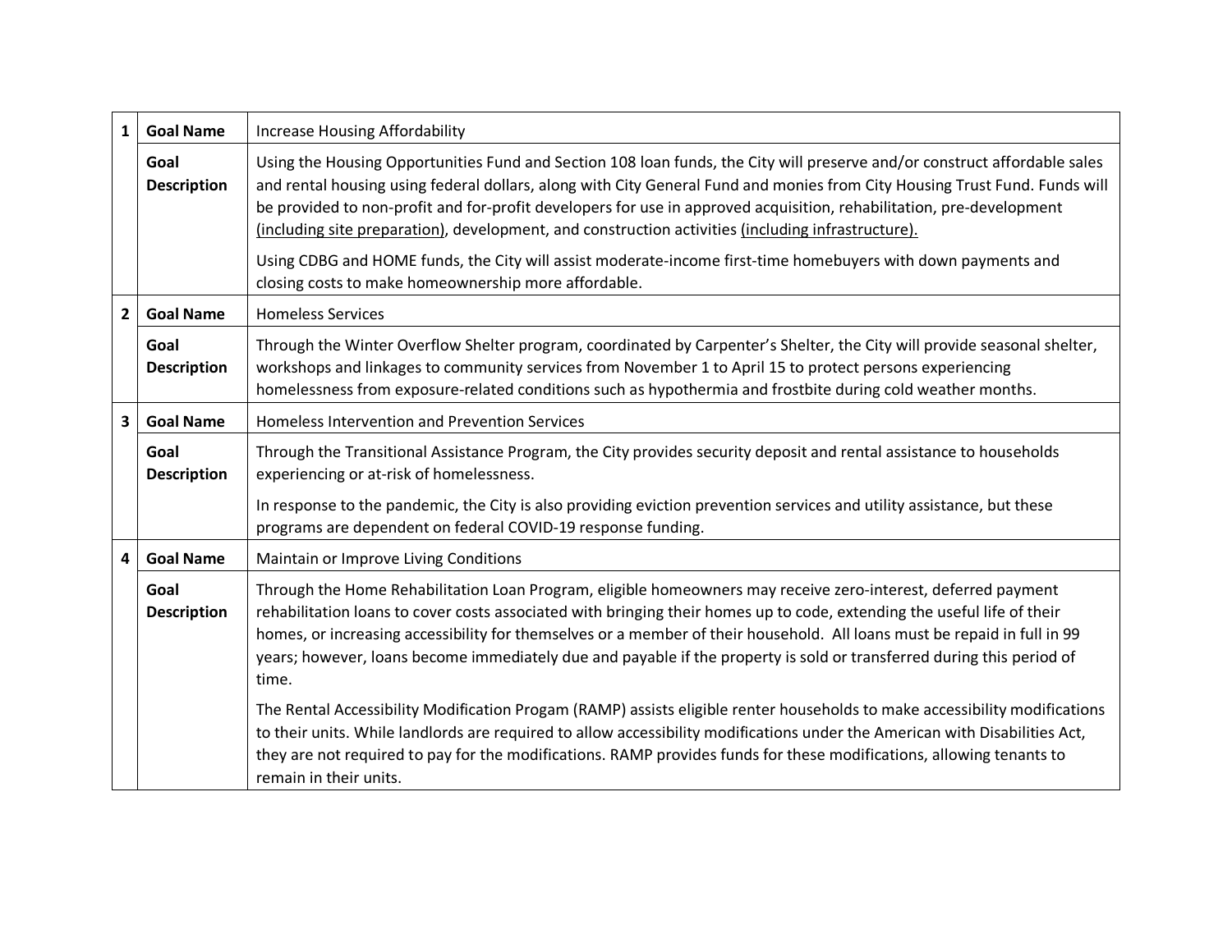| | | |
|---|---|---|
| **1** | **Goal Name** | Increase Housing Affordability |
| | **Goal Description** | Using the Housing Opportunities Fund and Section 108 loan funds, the City will preserve and/or construct affordable sales and rental housing using federal dollars, along with City General Fund and monies from City Housing Trust Fund. Funds will be provided to non-profit and for-profit developers for use in approved acquisition, rehabilitation, pre-development (including site preparation), development, and construction activities (including infrastructure).<br><br>Using CDBG and HOME funds, the City will assist moderate-income first-time homebuyers with down payments and closing costs to make homeownership more affordable. |
| **2** | **Goal Name** | Homeless Services |
| | **Goal Description** | Through the Winter Overflow Shelter program, coordinated by Carpenter's Shelter, the City will provide seasonal shelter, workshops and linkages to community services from November 1 to April 15 to protect persons experiencing homelessness from exposure-related conditions such as hypothermia and frostbite during cold weather months. |
| **3** | **Goal Name** | Homeless Intervention and Prevention Services |
| | **Goal Description** | Through the Transitional Assistance Program, the City provides security deposit and rental assistance to households experiencing or at-risk of homelessness.<br><br>In response to the pandemic, the City is also providing eviction prevention services and utility assistance, but these programs are dependent on federal COVID-19 response funding. |
| **4** | **Goal Name** | Maintain or Improve Living Conditions |
| | **Goal Description** | Through the Home Rehabilitation Loan Program, eligible homeowners may receive zero-interest, deferred payment rehabilitation loans to cover costs associated with bringing their homes up to code, extending the useful life of their homes, or increasing accessibility for themselves or a member of their household. All loans must be repaid in full in 99 years; however, loans become immediately due and payable if the property is sold or transferred during this period of time.<br><br>The Rental Accessibility Modification Progam (RAMP) assists eligible renter households to make accessibility modifications to their units. While landlords are required to allow accessibility modifications under the American with Disabilities Act, they are not required to pay for the modifications. RAMP provides funds for these modifications, allowing tenants to remain in their units. |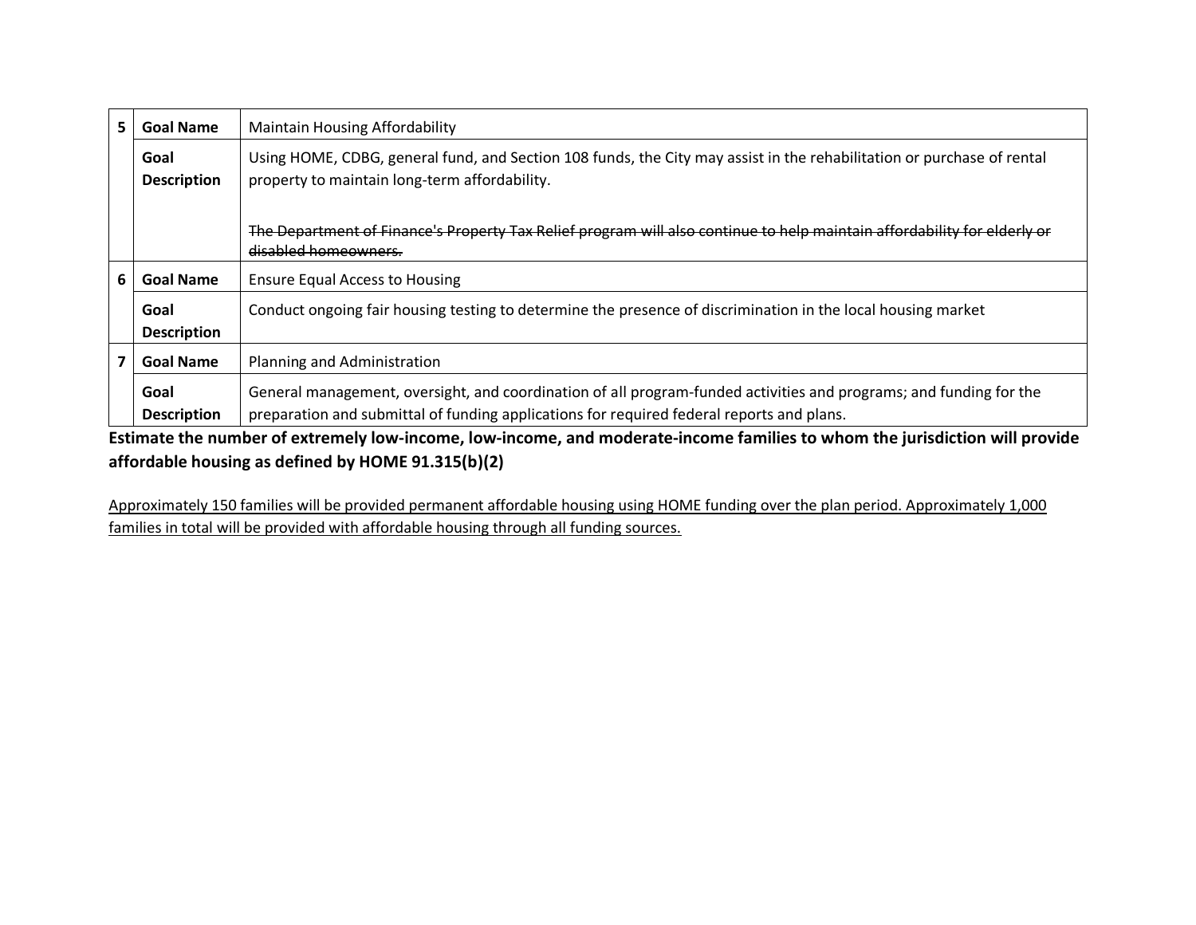| | | |
|---|---|---|
| 5 | **Goal Name** | Maintain Housing Affordability |
| | **Goal Description** | Using HOME, CDBG, general fund, and Section 108 funds, the City may assist in the rehabilitation or purchase of rental property to maintain long-term affordability.<br><br>~~The Department of Finance's Property Tax Relief program will also continue to help maintain affordability for elderly or disabled homeowners.~~ |
| 6 | **Goal Name** | Ensure Equal Access to Housing |
| | **Goal Description** | Conduct ongoing fair housing testing to determine the presence of discrimination in the local housing market |
| 7 | **Goal Name** | Planning and Administration |
| | **Goal Description** | General management, oversight, and coordination of all program-funded activities and programs; and funding for the preparation and submittal of funding applications for required federal reports and plans. |

**Estimate the number of extremely low-income, low-income, and moderate-income families to whom the jurisdiction will provide affordable housing as defined by HOME 91.315(b)(2)**

<u>Approximately 150 families will be provided permanent affordable housing using HOME funding over the plan period. Approximately 1,000 families in total will be provided with affordable housing through all funding sources.</u>